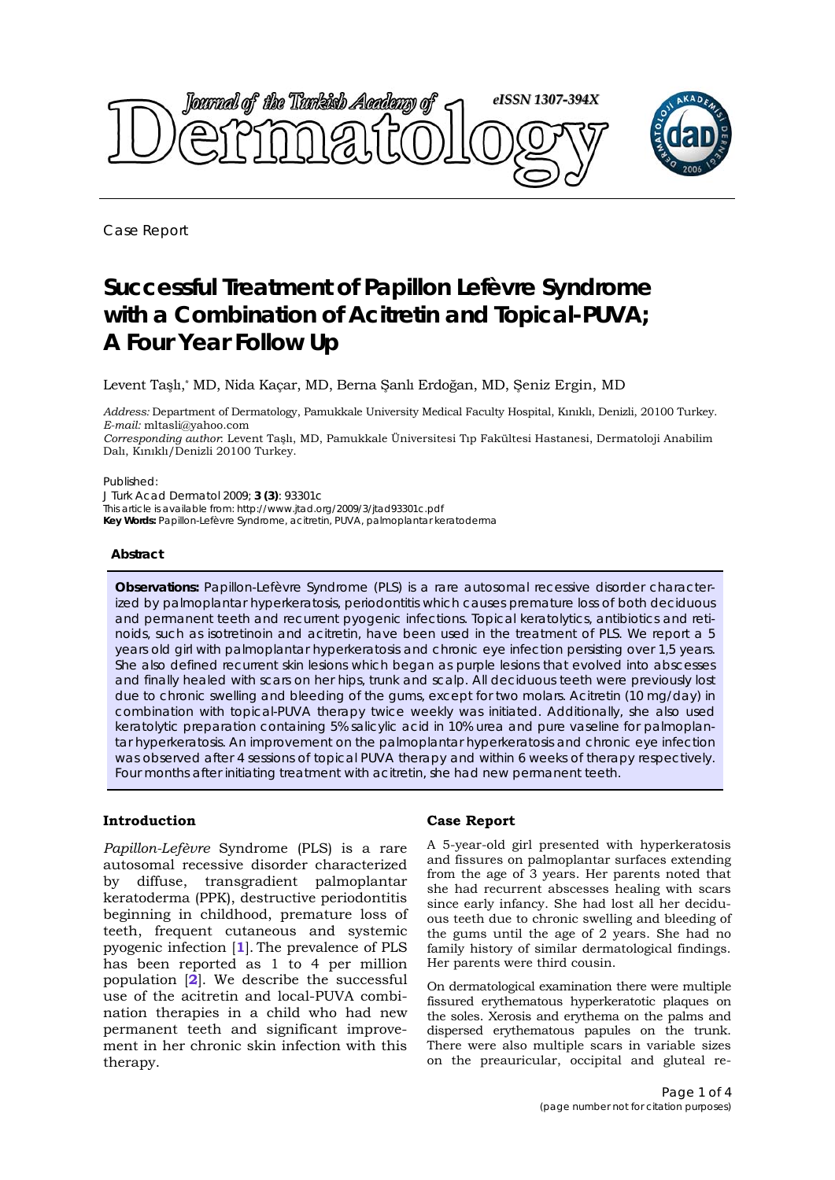Case Report

# Successful Treatment of Papillon Lefèvre Syndrome with a Combination of Acitretin and Topical-PUVA; A Four Year Follow Up

Levent Taşlı,* MD, Nida Kaçar, MD, Berna Şanlı Erdoğan, MD, Şeniz Ergin, MD

*Address:* Department of Dermatology, Pamukkale University Medical Faculty Hospital, Kınıklı, Denizli, 20100 Turkey.
*E-mail:* mltasli@yahoo.com
*Corresponding author*: Levent Taşlı, MD, Pamukkale Üniversitesi Tıp Fakültesi Hastanesi, Dermatoloji Anabilim Dalı, Kınıklı/Denizli 20100 Turkey.

Published:
J Turk Acad Dermatol 2009; **3 (3)**: 93301c
This article is available from: http://www.jtad.org/2009/3/jtad93301c.pdf
**Key Words:** Papillon-Lefèvre Syndrome, acitretin, PUVA, palmoplantar keratoderma

### Abstract

**Observations:** Papillon-Lefèvre Syndrome (PLS) is a rare autosomal recessive disorder characterized by palmoplantar hyperkeratosis, periodontitis which causes premature loss of both deciduous and permanent teeth and recurrent pyogenic infections. Topical keratolytics, antibiotics and retinoids, such as isotretinoin and acitretin, have been used in the treatment of PLS. We report a 5 years old girl with palmoplantar hyperkeratosis and chronic eye infection persisting over 1,5 years. She also defined recurrent skin lesions which began as purple lesions that evolved into abscesses and finally healed with scars on her hips, trunk and scalp. All deciduous teeth were previously lost due to chronic swelling and bleeding of the gums, except for two molars. Acitretin (10 mg/day) in combination with topical-PUVA therapy twice weekly was initiated. Additionally, she also used keratolytic preparation containing 5% salicylic acid in 10% urea and pure vaseline for palmoplantar hyperkeratosis. An improvement on the palmoplantar hyperkeratosis and chronic eye infection was observed after 4 sessions of topical PUVA therapy and within 6 weeks of therapy respectively. Four months after initiating treatment with acitretin, she had new permanent teeth.

### Introduction

*Papillon-Lefèvre* Syndrome (PLS) is a rare autosomal recessive disorder characterized by diffuse, transgradient palmoplantar keratoderma (PPK), destructive periodontitis beginning in childhood, premature loss of teeth, frequent cutaneous and systemic pyogenic infection [1]. The prevalence of PLS has been reported as 1 to 4 per million population [2]. We describe the successful use of the acitretin and local-PUVA combination therapies in a child who had new permanent teeth and significant improvement in her chronic skin infection with this therapy.

### Case Report

A 5-year-old girl presented with hyperkeratosis and fissures on palmoplantar surfaces extending from the age of 3 years. Her parents noted that she had recurrent abscesses healing with scars since early infancy. She had lost all her deciduous teeth due to chronic swelling and bleeding of the gums until the age of 2 years. She had no family history of similar dermatological findings. Her parents were third cousin.

On dermatological examination there were multiple fissured erythematous hyperkeratotic plaques on the soles. Xerosis and erythema on the palms and dispersed erythematous papules on the trunk. There were also multiple scars in variable sizes on the preauricular, occipital and gluteal re-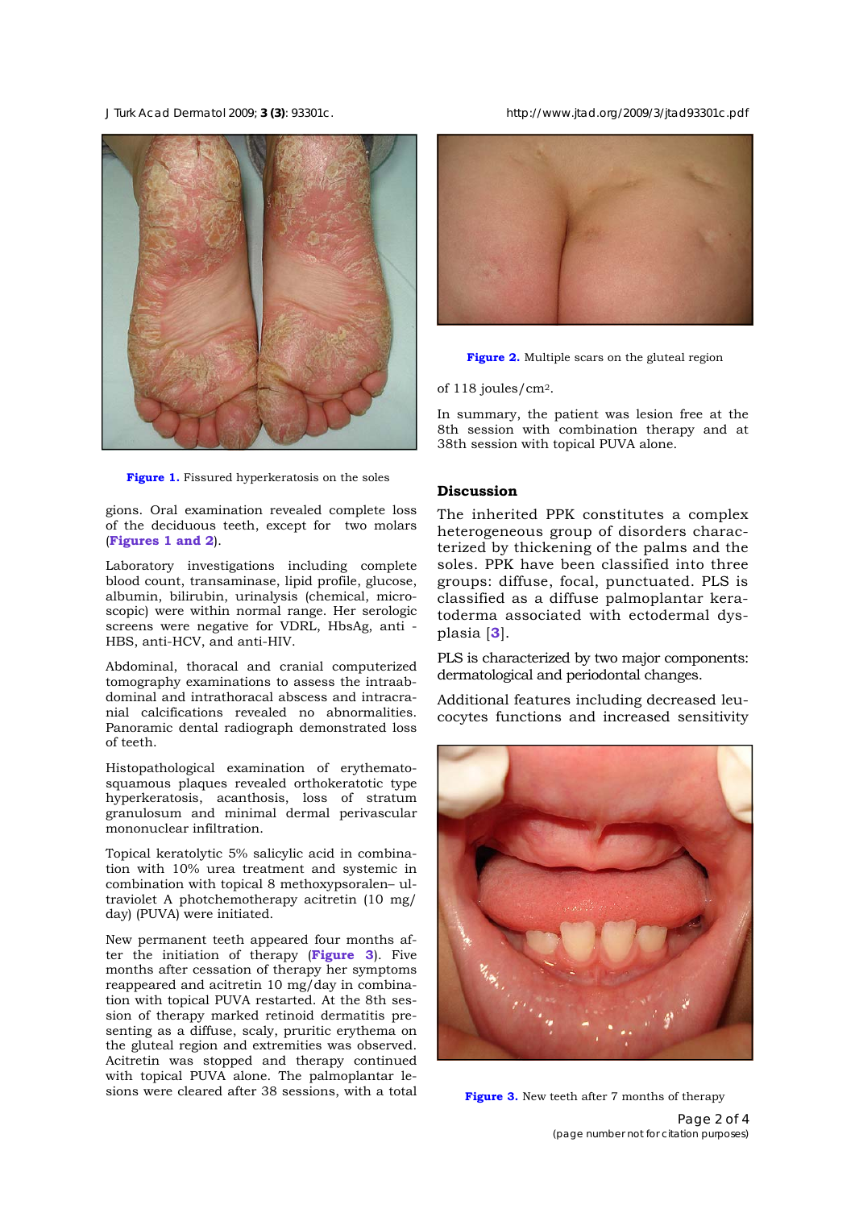Figure 1. Fissured hyperkeratosis on the soles

gions. Oral examination revealed complete loss of the deciduous teeth, except for two molars (Figures 1 and 2).

Laboratory investigations including complete blood count, transaminase, lipid profile, glucose, albumin, bilirubin, urinalysis (chemical, microscopic) were within normal range. Her serologic screens were negative for VDRL, HbsAg, anti - HBS, anti-HCV, and anti-HIV.

Abdominal, thoracal and cranial computerized tomography examinations to assess the intraabdominal and intrathoracal abscess and intracranial calcifications revealed no abnormalities. Panoramic dental radiograph demonstrated loss of teeth.

Histopathological examination of erythematosquamous plaques revealed orthokeratotic type hyperkeratosis, acanthosis, loss of stratum granulosum and minimal dermal perivascular mononuclear infiltration.

Topical keratolytic 5% salicylic acid in combination with 10% urea treatment and systemic in combination with topical 8 methoxypsoralen– ultraviolet A photchemotherapy acitretin (10 mg/day) (PUVA) were initiated.

New permanent teeth appeared four months after the initiation of therapy (Figure 3). Five months after cessation of therapy her symptoms reappeared and acitretin 10 mg/day in combination with topical PUVA restarted. At the 8th session of therapy marked retinoid dermatitis presenting as a diffuse, scaly, pruritic erythema on the gluteal region and extremities was observed. Acitretin was stopped and therapy continued with topical PUVA alone. The palmoplantar lesions were cleared after 38 sessions, with a total of 118 joules/cm$^2$.

Figure 2. Multiple scars on the gluteal region

In summary, the patient was lesion free at the 8th session with combination therapy and at 38th session with topical PUVA alone.

## Discussion

The inherited PPK constitutes a complex heterogeneous group of disorders characterized by thickening of the palms and the soles. PPK have been classified into three groups: diffuse, focal, punctuated. PLS is classified as a diffuse palmoplantar keratoderma associated with ectodermal dysplasia [3].

PLS is characterized by two major components: dermatological and periodontal changes.

Additional features including decreased leucocytes functions and increased sensitivity

Figure 3. New teeth after 7 months of therapy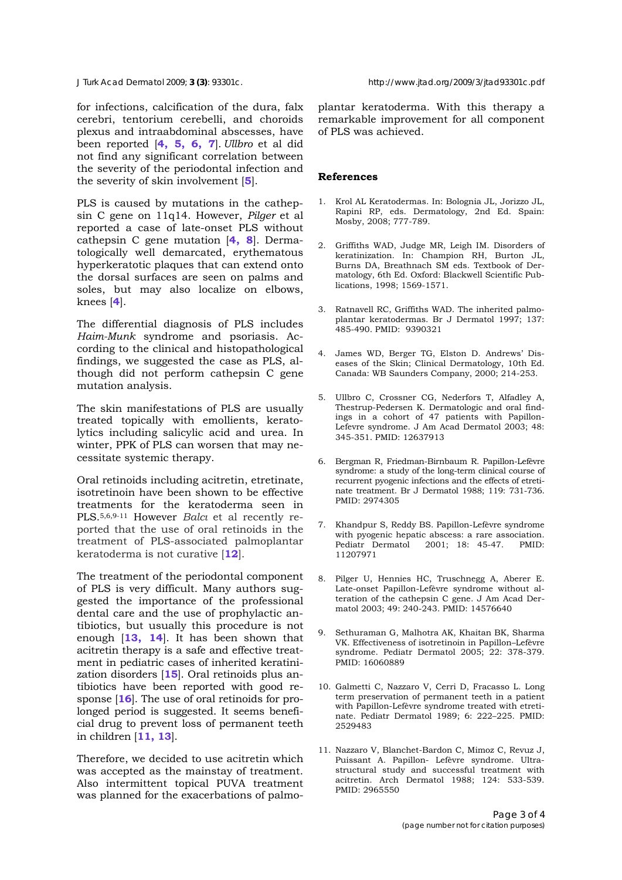for infections, calcification of the dura, falx cerebri, tentorium cerebelli, and choroids plexus and intraabdominal abscesses, have been reported [4, 5, 6, 7]. *Ullbro* et al did not find any significant correlation between the severity of the periodontal infection and the severity of skin involvement [5].

PLS is caused by mutations in the cathepsin C gene on 11q14. However, *Pilger* et al reported a case of late-onset PLS without cathepsin C gene mutation [4, 8]. Dermatologically well demarcated, erythematous hyperkeratotic plaques that can extend onto the dorsal surfaces are seen on palms and soles, but may also localize on elbows, knees [4].

The differential diagnosis of PLS includes *Haim-Munk* syndrome and psoriasis. According to the clinical and histopathological findings, we suggested the case as PLS, although did not perform cathepsin C gene mutation analysis.

The skin manifestations of PLS are usually treated topically with emollients, keratolytics including salicylic acid and urea. In winter, PPK of PLS can worsen that may necessitate systemic therapy.

Oral retinoids including acitretin, etretinate, isotretinoin have been shown to be effective treatments for the keratoderma seen in PLS.[5,6,9-11] However *Balcı* et al recently reported that the use of oral retinoids in the treatment of PLS-associated palmoplantar keratoderma is not curative [12].

The treatment of the periodontal component of PLS is very difficult. Many authors suggested the importance of the professional dental care and the use of prophylactic antibiotics, but usually this procedure is not enough [13, 14]. It has been shown that acitretin therapy is a safe and effective treatment in pediatric cases of inherited keratinization disorders [15]. Oral retinoids plus antibiotics have been reported with good response [16]. The use of oral retinoids for prolonged period is suggested. It seems beneficial drug to prevent loss of permanent teeth in children [11, 13].

Therefore, we decided to use acitretin which was accepted as the mainstay of treatment. Also intermittent topical PUVA treatment was planned for the exacerbations of palmoplantar keratoderma. With this therapy a remarkable improvement for all component of PLS was achieved.

## References

1. Krol AL Keratodermas. In: Bolognia JL, Jorizzo JL, Rapini RP, eds. Dermatology, 2nd Ed. Spain: Mosby, 2008; 777-789.

2. Griffiths WAD, Judge MR, Leigh IM. Disorders of keratinization. In: Champion RH, Burton JL, Burns DA, Breathnach SM eds. Textbook of Dermatology, 6th Ed. Oxford: Blackwell Scientific Publications, 1998; 1569-1571.

3. Ratnavell RC, Griffiths WAD. The inherited palmoplantar keratodermas. Br J Dermatol 1997; 137: 485-490. PMID: 9390321

4. James WD, Berger TG, Elston D. Andrews' Diseases of the Skin; Clinical Dermatology, 10th Ed. Canada: WB Saunders Company, 2000; 214-253.

5. Ullbro C, Crossner CG, Nederfors T, Alfadley A, Thestrup-Pedersen K. Dermatologic and oral findings in a cohort of 47 patients with Papillon-Lefevre syndrome. J Am Acad Dermatol 2003; 48: 345-351. PMID: 12637913

6. Bergman R, Friedman-Birnbaum R. Papillon-Lefèvre syndrome: a study of the long-term clinical course of recurrent pyogenic infections and the effects of etretinate treatment. Br J Dermatol 1988; 119: 731-736. PMID: 2974305

7. Khandpur S, Reddy BS. Papillon-Lefèvre syndrome with pyogenic hepatic abscess: a rare association. Pediatr Dermatol 2001; 18: 45-47. PMID: 11207971

8. Pilger U, Hennies HC, Truschnegg A, Aberer E. Late-onset Papillon-Lefèvre syndrome without alteration of the cathepsin C gene. J Am Acad Dermatol 2003; 49: 240-243. PMID: 14576640

9. Sethuraman G, Malhotra AK, Khaitan BK, Sharma VK. Effectiveness of isotretinoin in Papillon–Lefèvre syndrome. Pediatr Dermatol 2005; 22: 378-379. PMID: 16060889

10. Galmetti C, Nazzaro V, Cerri D, Fracasso L. Long term preservation of permanent teeth in a patient with Papillon-Lefèvre syndrome treated with etretinate. Pediatr Dermatol 1989; 6: 222–225. PMID: 2529483

11. Nazzaro V, Blanchet-Bardon C, Mimoz C, Revuz J, Puissant A. Papillon- Lefèvre syndrome. Ultrastructural study and successful treatment with acitretin. Arch Dermatol 1988; 124: 533-539. PMID: 2965550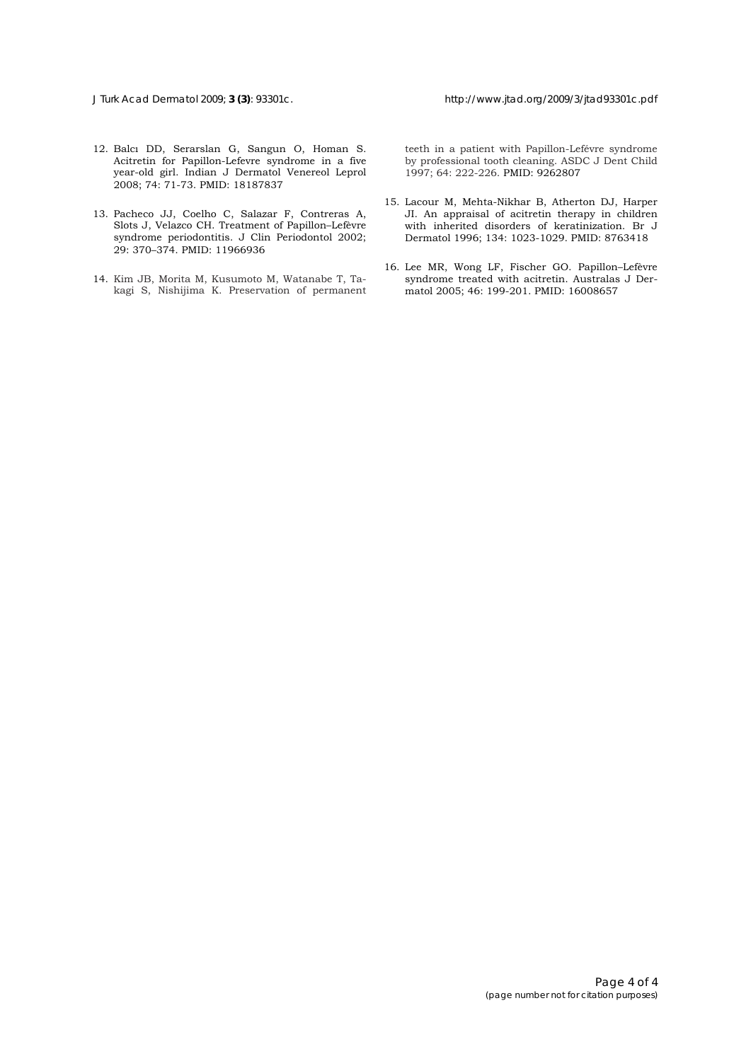12. Balcı DD, Serarslan G, Sangun O, Homan S. Acitretin for Papillon-Lefevre syndrome in a five year-old girl. Indian J Dermatol Venereol Leprol 2008; 74: 71-73. PMID: 18187837

13. Pacheco JJ, Coelho C, Salazar F, Contreras A, Slots J, Velazco CH. Treatment of Papillon–Lefèvre syndrome periodontitis. J Clin Periodontol 2002; 29: 370–374. PMID: 11966936

14. Kim JB, Morita M, Kusumoto M, Watanabe T, Takagi S, Nishijima K. Preservation of permanent teeth in a patient with Papillon-Lefévre syndrome by professional tooth cleaning. ASDC J Dent Child 1997; 64: 222-226. PMID: 9262807

15. Lacour M, Mehta-Nikhar B, Atherton DJ, Harper JI. An appraisal of acitretin therapy in children with inherited disorders of keratinization. Br J Dermatol 1996; 134: 1023-1029. PMID: 8763418

16. Lee MR, Wong LF, Fischer GO. Papillon–Lefèvre syndrome treated with acitretin. Australas J Dermatol 2005; 46: 199-201. PMID: 16008657